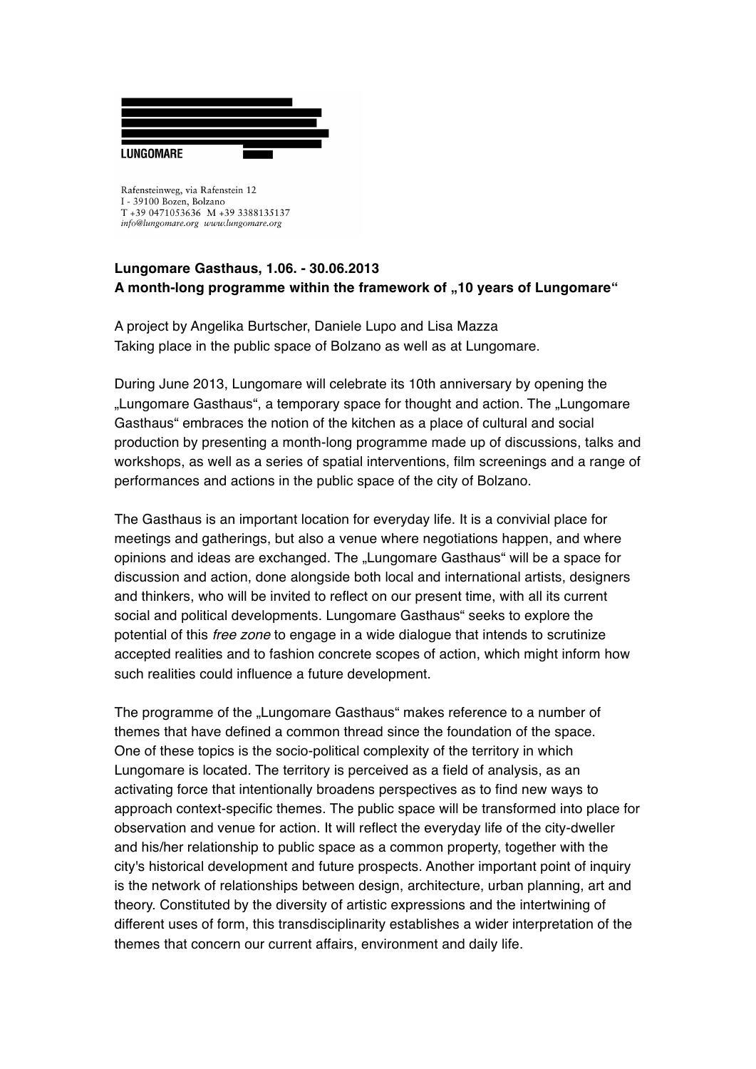LUNGOMARE

Rafensteinweg, via Rafenstein 12
I - 39100 Bozen, Bolzano
T +39 0471053636 M +39 3388135137
*info@lungomare.org www.lungomare.org*

**Lungomare Gasthaus, 1.06. - 30.06.2013**
**A month-long programme within the framework of „10 years of Lungomare“**

A project by Angelika Burtscher, Daniele Lupo and Lisa Mazza
Taking place in the public space of Bolzano as well as at Lungomare.

During June 2013, Lungomare will celebrate its 10th anniversary by opening the „Lungomare Gasthaus“, a temporary space for thought and action. The „Lungomare Gasthaus“ embraces the notion of the kitchen as a place of cultural and social production by presenting a month-long programme made up of discussions, talks and workshops, as well as a series of spatial interventions, film screenings and a range of performances and actions in the public space of the city of Bolzano.

The Gasthaus is an important location for everyday life. It is a convivial place for meetings and gatherings, but also a venue where negotiations happen, and where opinions and ideas are exchanged. The „Lungomare Gasthaus“ will be a space for discussion and action, done alongside both local and international artists, designers and thinkers, who will be invited to reflect on our present time, with all its current social and political developments. Lungomare Gasthaus“ seeks to explore the potential of this *free zone* to engage in a wide dialogue that intends to scrutinize accepted realities and to fashion concrete scopes of action, which might inform how such realities could influence a future development.

The programme of the „Lungomare Gasthaus“ makes reference to a number of themes that have defined a common thread since the foundation of the space. One of these topics is the socio-political complexity of the territory in which Lungomare is located. The territory is perceived as a field of analysis, as an activating force that intentionally broadens perspectives as to find new ways to approach context-specific themes. The public space will be transformed into place for observation and venue for action. It will reflect the everyday life of the city-dweller and his/her relationship to public space as a common property, together with the city's historical development and future prospects. Another important point of inquiry is the network of relationships between design, architecture, urban planning, art and theory. Constituted by the diversity of artistic expressions and the intertwining of different uses of form, this transdisciplinarity establishes a wider interpretation of the themes that concern our current affairs, environment and daily life.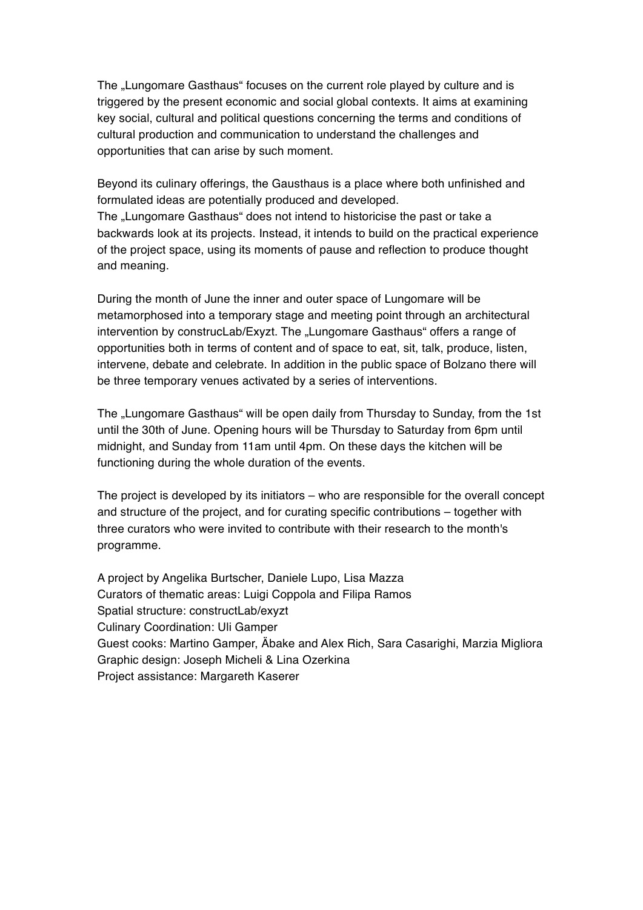The „Lungomare Gasthaus“ focuses on the current role played by culture and is triggered by the present economic and social global contexts. It aims at examining key social, cultural and political questions concerning the terms and conditions of cultural production and communication to understand the challenges and opportunities that can arise by such moment.

Beyond its culinary offerings, the Gausthaus is a place where both unfinished and formulated ideas are potentially produced and developed.
The „Lungomare Gasthaus“ does not intend to historicise the past or take a backwards look at its projects. Instead, it intends to build on the practical experience of the project space, using its moments of pause and reflection to produce thought and meaning.

During the month of June the inner and outer space of Lungomare will be metamorphosed into a temporary stage and meeting point through an architectural intervention by construcLab/Exyzt. The „Lungomare Gasthaus“ offers a range of opportunities both in terms of content and of space to eat, sit, talk, produce, listen, intervene, debate and celebrate. In addition in the public space of Bolzano there will be three temporary venues activated by a series of interventions.

The „Lungomare Gasthaus“ will be open daily from Thursday to Sunday, from the 1st until the 30th of June. Opening hours will be Thursday to Saturday from 6pm until midnight, and Sunday from 11am until 4pm. On these days the kitchen will be functioning during the whole duration of the events.

The project is developed by its initiators – who are responsible for the overall concept and structure of the project, and for curating specific contributions – together with three curators who were invited to contribute with their research to the month's programme.

A project by Angelika Burtscher, Daniele Lupo, Lisa Mazza
Curators of thematic areas: Luigi Coppola and Filipa Ramos
Spatial structure: constructLab/exyzt
Culinary Coordination: Uli Gamper
Guest cooks: Martino Gamper, Äbake and Alex Rich, Sara Casarighi, Marzia Migliora
Graphic design: Joseph Micheli & Lina Ozerkina
Project assistance: Margareth Kaserer